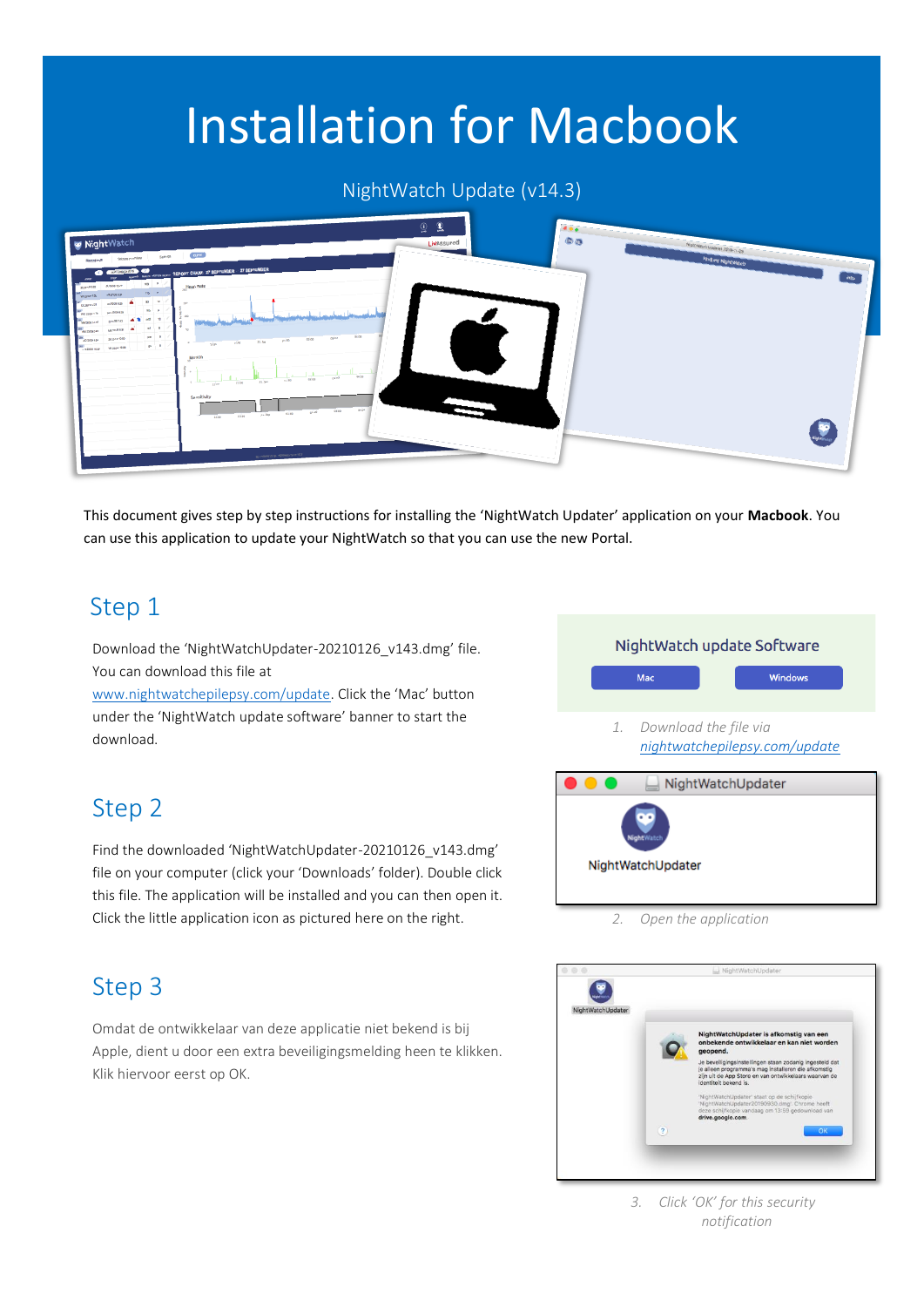# Installation for Macbook

NightWatch Update (v14.3)

This document gives step by step instructions for installing the 'NightWatch Updater' application on your **Macbook**. You can use this application to update your NightWatch so that you can use the new Portal.

## Step 1

Download the 'NightWatchUpdater-20210126_v143.dmg' file. You can download this file at www.nightwatchepilepsy.com/update. Click the 'Mac' button under the 'NightWatch update software' banner to start the download.

NightWatch update Software

Mac | Windows

*1. Download the file via nightwatchepilepsy.com/update*

## Step 2

Find the downloaded 'NightWatchUpdater-20210126_v143.dmg' file on your computer (click your 'Downloads' folder). Double click this file. The application will be installed and you can then open it. Click the little application icon as pictured here on the right.

NightWatchUpdater

NightWatchUpdater

*2. Open the application*

## Step 3

Omdat de ontwikkelaar van deze applicatie niet bekend is bij Apple, dient u door een extra beveiligingsmelding heen te klikken. Klik hiervoor eerst op OK.

*3. Click 'OK' for this security notification*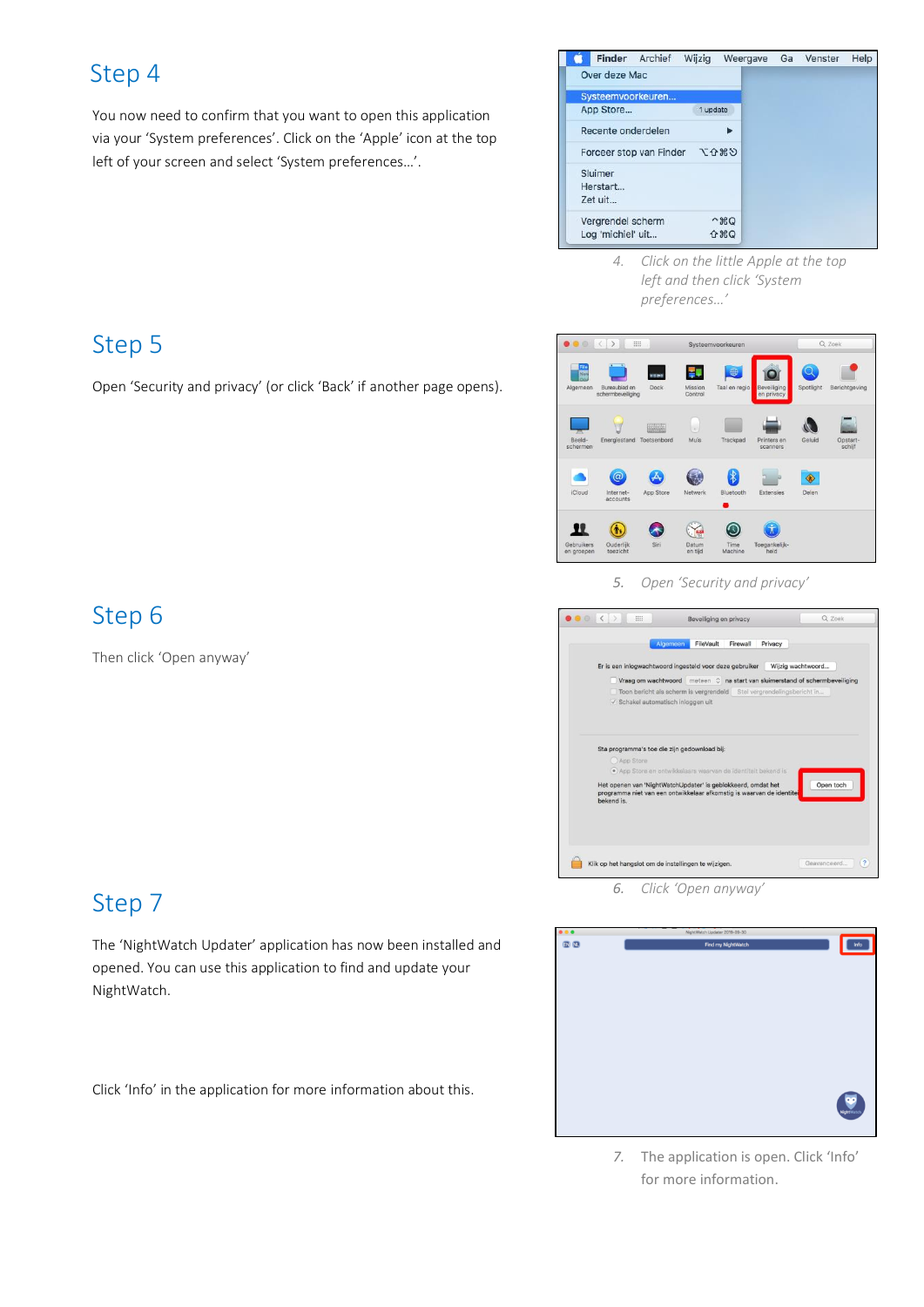## Step 4

You now need to confirm that you want to open this application via your 'System preferences'. Click on the 'Apple' icon at the top left of your screen and select 'System preferences…'.

4. *Click on the little Apple at the top left and then click 'Syztem preferences…'*

## Step 5

Open 'Security and privacy' (or click 'Back' if another page opens).

5. *Open 'Security and privacy'*

## Step 6

Then click 'Open anyway'

6. *Click 'Open anyway'*

## Step 7

The 'NightWatch Updater' application has now been installed and opened. You can use this application to find and update your NightWatch.

Click 'Info' in the application for more information about this.

7. The application is open. Click 'Info' for more information.